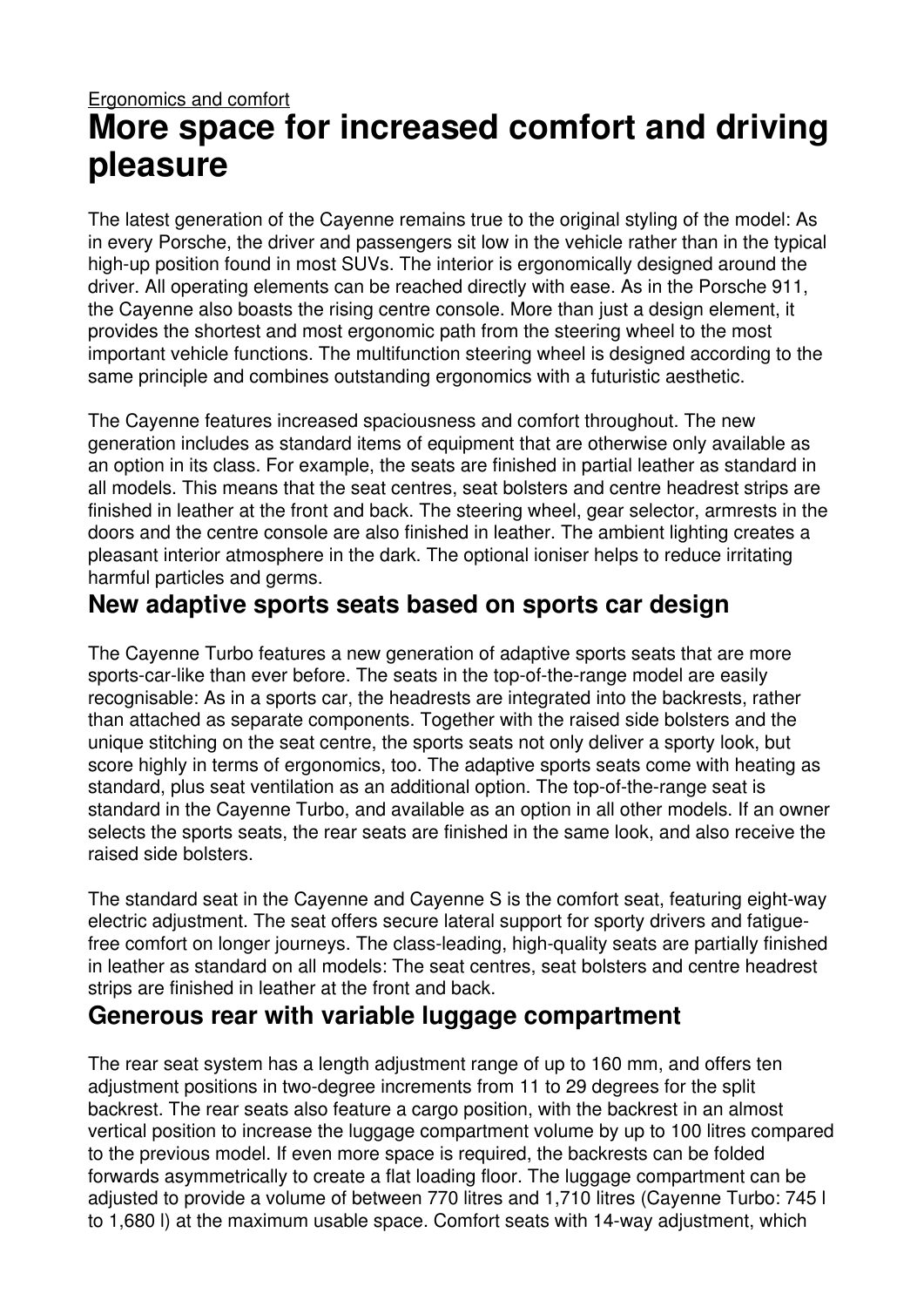Ergonomics and comfort

# More space for increased comfort and driving pleasure

The latest generation of the Cayenne remains true to the original styling of the model: As in every Porsche, the driver and passengers sit low in the vehicle rather than in the typical high-up position found in most SUVs. The interior is ergonomically designed around the driver. All operating elements can be reached directly with ease. As in the Porsche 911, the Cayenne also boasts the rising centre console. More than just a design element, it provides the shortest and most ergonomic path from the steering wheel to the most important vehicle functions. The multifunction steering wheel is designed according to the same principle and combines outstanding ergonomics with a futuristic aesthetic.

The Cayenne features increased spaciousness and comfort throughout. The new generation includes as standard items of equipment that are otherwise only available as an option in its class. For example, the seats are finished in partial leather as standard in all models. This means that the seat centres, seat bolsters and centre headrest strips are finished in leather at the front and back. The steering wheel, gear selector, armrests in the doors and the centre console are also finished in leather. The ambient lighting creates a pleasant interior atmosphere in the dark. The optional ioniser helps to reduce irritating harmful particles and germs.

## New adaptive sports seats based on sports car design

The Cayenne Turbo features a new generation of adaptive sports seats that are more sports-car-like than ever before. The seats in the top-of-the-range model are easily recognisable: As in a sports car, the headrests are integrated into the backrests, rather than attached as separate components. Together with the raised side bolsters and the unique stitching on the seat centre, the sports seats not only deliver a sporty look, but score highly in terms of ergonomics, too. The adaptive sports seats come with heating as standard, plus seat ventilation as an additional option. The top-of-the-range seat is standard in the Cayenne Turbo, and available as an option in all other models. If an owner selects the sports seats, the rear seats are finished in the same look, and also receive the raised side bolsters.

The standard seat in the Cayenne and Cayenne S is the comfort seat, featuring eight-way electric adjustment. The seat offers secure lateral support for sporty drivers and fatigue-free comfort on longer journeys. The class-leading, high-quality seats are partially finished in leather as standard on all models: The seat centres, seat bolsters and centre headrest strips are finished in leather at the front and back.

## Generous rear with variable luggage compartment

The rear seat system has a length adjustment range of up to 160 mm, and offers ten adjustment positions in two-degree increments from 11 to 29 degrees for the split backrest. The rear seats also feature a cargo position, with the backrest in an almost vertical position to increase the luggage compartment volume by up to 100 litres compared to the previous model. If even more space is required, the backrests can be folded forwards asymmetrically to create a flat loading floor. The luggage compartment can be adjusted to provide a volume of between 770 litres and 1,710 litres (Cayenne Turbo: 745 l to 1,680 l) at the maximum usable space. Comfort seats with 14-way adjustment, which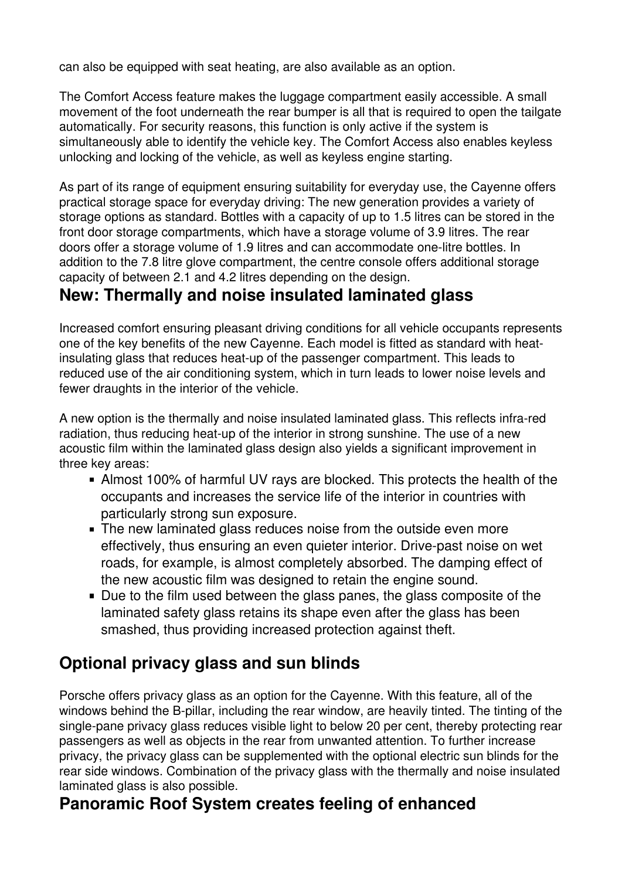can also be equipped with seat heating, are also available as an option.

The Comfort Access feature makes the luggage compartment easily accessible. A small movement of the foot underneath the rear bumper is all that is required to open the tailgate automatically. For security reasons, this function is only active if the system is simultaneously able to identify the vehicle key. The Comfort Access also enables keyless unlocking and locking of the vehicle, as well as keyless engine starting.

As part of its range of equipment ensuring suitability for everyday use, the Cayenne offers practical storage space for everyday driving: The new generation provides a variety of storage options as standard. Bottles with a capacity of up to 1.5 litres can be stored in the front door storage compartments, which have a storage volume of 3.9 litres. The rear doors offer a storage volume of 1.9 litres and can accommodate one-litre bottles. In addition to the 7.8 litre glove compartment, the centre console offers additional storage capacity of between 2.1 and 4.2 litres depending on the design.

## New: Thermally and noise insulated laminated glass

Increased comfort ensuring pleasant driving conditions for all vehicle occupants represents one of the key benefits of the new Cayenne. Each model is fitted as standard with heat-insulating glass that reduces heat-up of the passenger compartment. This leads to reduced use of the air conditioning system, which in turn leads to lower noise levels and fewer draughts in the interior of the vehicle.

A new option is the thermally and noise insulated laminated glass. This reflects infra-red radiation, thus reducing heat-up of the interior in strong sunshine. The use of a new acoustic film within the laminated glass design also yields a significant improvement in three key areas:

- Almost 100% of harmful UV rays are blocked. This protects the health of the occupants and increases the service life of the interior in countries with particularly strong sun exposure.
- The new laminated glass reduces noise from the outside even more effectively, thus ensuring an even quieter interior. Drive-past noise on wet roads, for example, is almost completely absorbed. The damping effect of the new acoustic film was designed to retain the engine sound.
- Due to the film used between the glass panes, the glass composite of the laminated safety glass retains its shape even after the glass has been smashed, thus providing increased protection against theft.

## Optional privacy glass and sun blinds

Porsche offers privacy glass as an option for the Cayenne. With this feature, all of the windows behind the B-pillar, including the rear window, are heavily tinted. The tinting of the single-pane privacy glass reduces visible light to below 20 per cent, thereby protecting rear passengers as well as objects in the rear from unwanted attention. To further increase privacy, the privacy glass can be supplemented with the optional electric sun blinds for the rear side windows. Combination of the privacy glass with the thermally and noise insulated laminated glass is also possible.

## Panoramic Roof System creates feeling of enhanced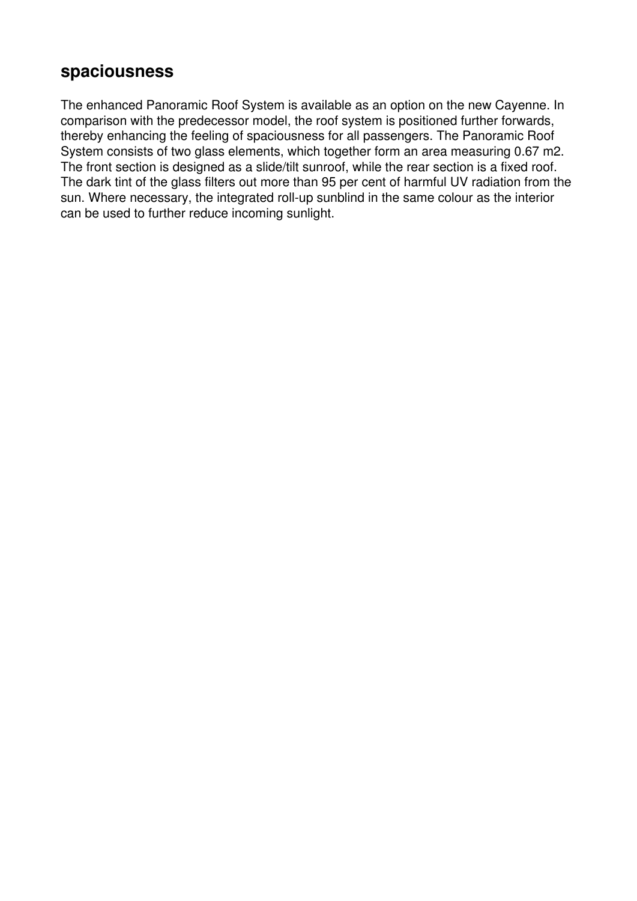## spaciousness

The enhanced Panoramic Roof System is available as an option on the new Cayenne. In comparison with the predecessor model, the roof system is positioned further forwards, thereby enhancing the feeling of spaciousness for all passengers. The Panoramic Roof System consists of two glass elements, which together form an area measuring 0.67 m2. The front section is designed as a slide/tilt sunroof, while the rear section is a fixed roof. The dark tint of the glass filters out more than 95 per cent of harmful UV radiation from the sun. Where necessary, the integrated roll-up sunblind in the same colour as the interior can be used to further reduce incoming sunlight.